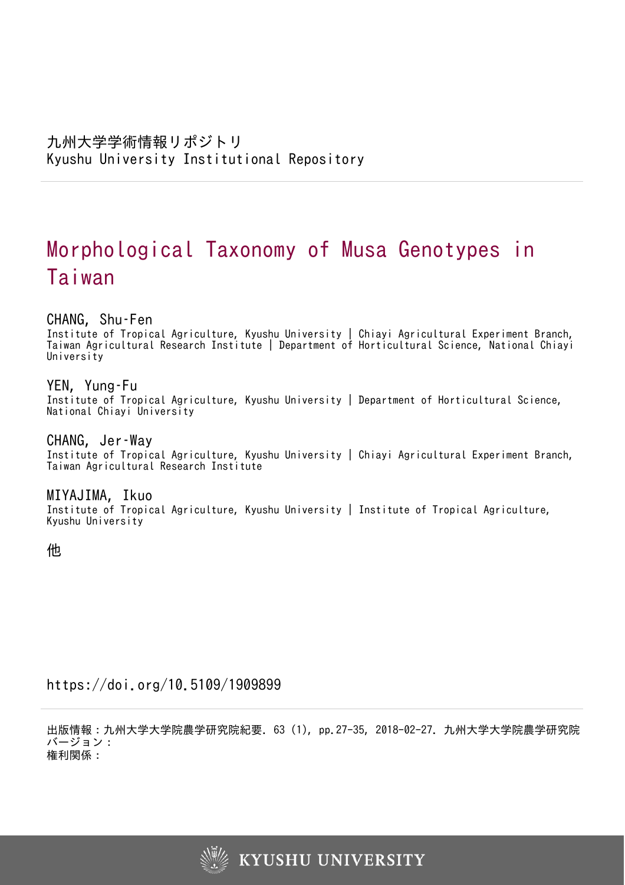九州大学学術情報リポジトリ
Kyushu University Institutional Repository

# Morphological Taxonomy of Musa Genotypes in Taiwan

**CHANG, Shu-Fen**
Institute of Tropical Agriculture, Kyushu University | Chiayi Agricultural Experiment Branch, Taiwan Agricultural Research Institute | Department of Horticultural Science, National Chiayi University

**YEN, Yung-Fu**
Institute of Tropical Agriculture, Kyushu University | Department of Horticultural Science, National Chiayi University

**CHANG, Jer-Way**
Institute of Tropical Agriculture, Kyushu University | Chiayi Agricultural Experiment Branch, Taiwan Agricultural Research Institute

**MIYAJIMA, Ikuo**
Institute of Tropical Agriculture, Kyushu University | Institute of Tropical Agriculture, Kyushu University

他

https://doi.org/10.5109/1909899

出版情報：九州大学大学院農学研究院紀要. 63 (1), pp.27-35, 2018-02-27. 九州大学大学院農学研究院
バージョン：
権利関係：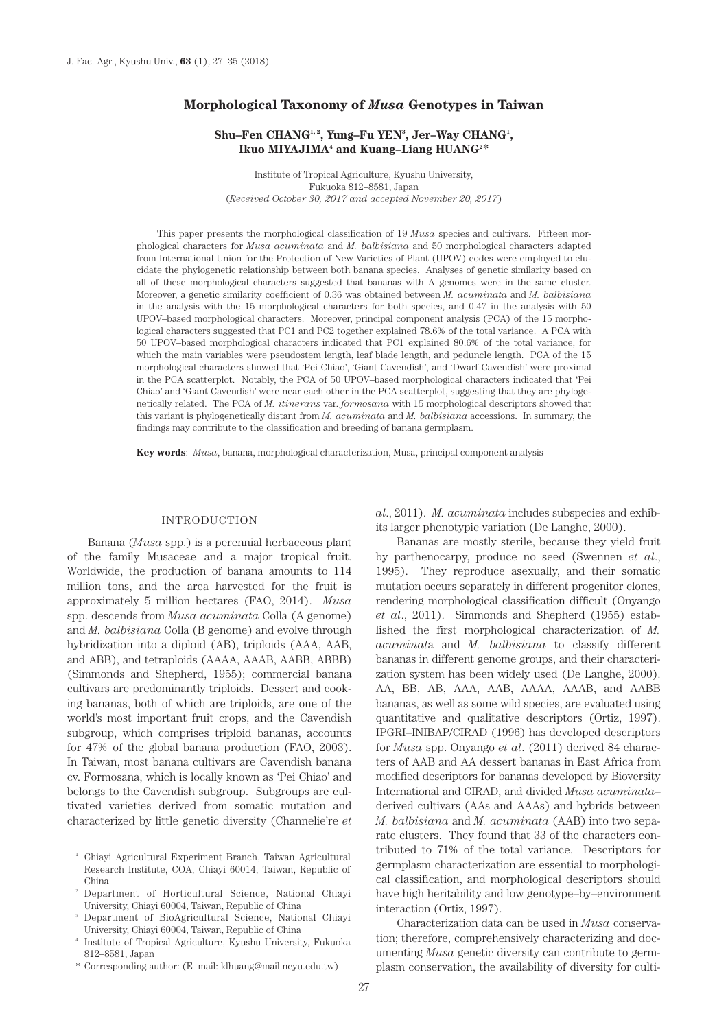# Morphological Taxonomy of *Musa* Genotypes in Taiwan

**Shu–Fen CHANG[1,2], Yung–Fu YEN[3], Jer–Way CHANG[1], Ikuo MIYAJIMA[4] and Kuang–Liang HUANG[2]***

Institute of Tropical Agriculture, Kyushu University,
Fukuoka 812–8581, Japan
(*Received October 30, 2017 and accepted November 20, 2017*)

This paper presents the morphological classification of 19 *Musa* species and cultivars. Fifteen morphological characters for *Musa acuminata* and *M. balbisiana* and 50 morphological characters adapted from International Union for the Protection of New Varieties of Plant (UPOV) codes were employed to elucidate the phylogenetic relationship between both banana species. Analyses of genetic similarity based on all of these morphological characters suggested that bananas with A–genomes were in the same cluster. Moreover, a genetic similarity coefficient of 0.36 was obtained between *M. acuminata* and *M. balbisiana* in the analysis with the 15 morphological characters for both species, and 0.47 in the analysis with 50 UPOV–based morphological characters. Moreover, principal component analysis (PCA) of the 15 morphological characters suggested that PC1 and PC2 together explained 78.6% of the total variance. A PCA with 50 UPOV–based morphological characters indicated that PC1 explained 80.6% of the total variance, for which the main variables were pseudostem length, leaf blade length, and peduncle length. PCA of the 15 morphological characters showed that 'Pei Chiao', 'Giant Cavendish', and 'Dwarf Cavendish' were proximal in the PCA scatterplot. Notably, the PCA of 50 UPOV–based morphological characters indicated that 'Pei Chiao' and 'Giant Cavendish' were near each other in the PCA scatterplot, suggesting that they are phylogenetically related. The PCA of *M. itinerans* var. *formosana* with 15 morphological descriptors showed that this variant is phylogenetically distant from *M. acuminata* and *M. balbisiana* accessions. In summary, the findings may contribute to the classification and breeding of banana germplasm.

**Key words**: *Musa*, banana, morphological characterization, Musa, principal component analysis

## INTRODUCTION

Banana (*Musa* spp.) is a perennial herbaceous plant of the family Musaceae and a major tropical fruit. Worldwide, the production of banana amounts to 114 million tons, and the area harvested for the fruit is approximately 5 million hectares (FAO, 2014). *Musa* spp. descends from *Musa acuminata* Colla (A genome) and *M. balbisiana* Colla (B genome) and evolve through hybridization into a diploid (AB), triploids (AAA, AAB, and ABB), and tetraploids (AAAA, AAAB, AABB, ABBB) (Simmonds and Shepherd, 1955); commercial banana cultivars are predominantly triploids. Dessert and cooking bananas, both of which are triploids, are one of the world's most important fruit crops, and the Cavendish subgroup, which comprises triploid bananas, accounts for 47% of the global banana production (FAO, 2003). In Taiwan, most banana cultivars are Cavendish banana cv. Formosana, which is locally known as 'Pei Chiao' and belongs to the Cavendish subgroup. Subgroups are cultivated varieties derived from somatic mutation and characterized by little genetic diversity (Channelie're *et al*., 2011). *M. acuminata* includes subspecies and exhibits larger phenotypic variation (De Langhe, 2000).

Bananas are mostly sterile, because they yield fruit by parthenocarpy, produce no seed (Swennen *et al*., 1995). They reproduce asexually, and their somatic mutation occurs separately in different progenitor clones, rendering morphological classification difficult (Onyango *et al*., 2011). Simmonds and Shepherd (1955) established the first morphological characterization of *M. acuminata* and *M. balbisiana* to classify different bananas in different genome groups, and their characterization system has been widely used (De Langhe, 2000). AA, BB, AB, AAA, AAB, AAAA, AAAB, and AABB bananas, as well as some wild species, are evaluated using quantitative and qualitative descriptors (Ortiz, 1997). IPGRI–INIBAP/CIRAD (1996) has developed descriptors for *Musa* spp. Onyango *et al*. (2011) derived 84 characters of AAB and AA dessert bananas in East Africa from modified descriptors for bananas developed by Bioversity International and CIRAD, and divided *Musa acuminata*–derived cultivars (AAs and AAAs) and hybrids between *M. balbisiana* and *M. acuminata* (AAB) into two separate clusters. They found that 33 of the characters contributed to 71% of the total variance. Descriptors for germplasm characterization are essential to morphological classification, and morphological descriptors should have high heritability and low genotype–by–environment interaction (Ortiz, 1997).

Characterization data can be used in *Musa* conservation; therefore, comprehensively characterizing and documenting *Musa* genetic diversity can contribute to germplasm conservation, the availability of diversity for culti-

[1] Chiayi Agricultural Experiment Branch, Taiwan Agricultural Research Institute, COA, Chiayi 60014, Taiwan, Republic of China

[2] Department of Horticultural Science, National Chiayi University, Chiayi 60004, Taiwan, Republic of China

[3] Department of BioAgricultural Science, National Chiayi University, Chiayi 60004, Taiwan, Republic of China

[4] Institute of Tropical Agriculture, Kyushu University, Fukuoka 812–8581, Japan

\* Corresponding author: (E–mail: klhuang@mail.ncyu.edu.tw)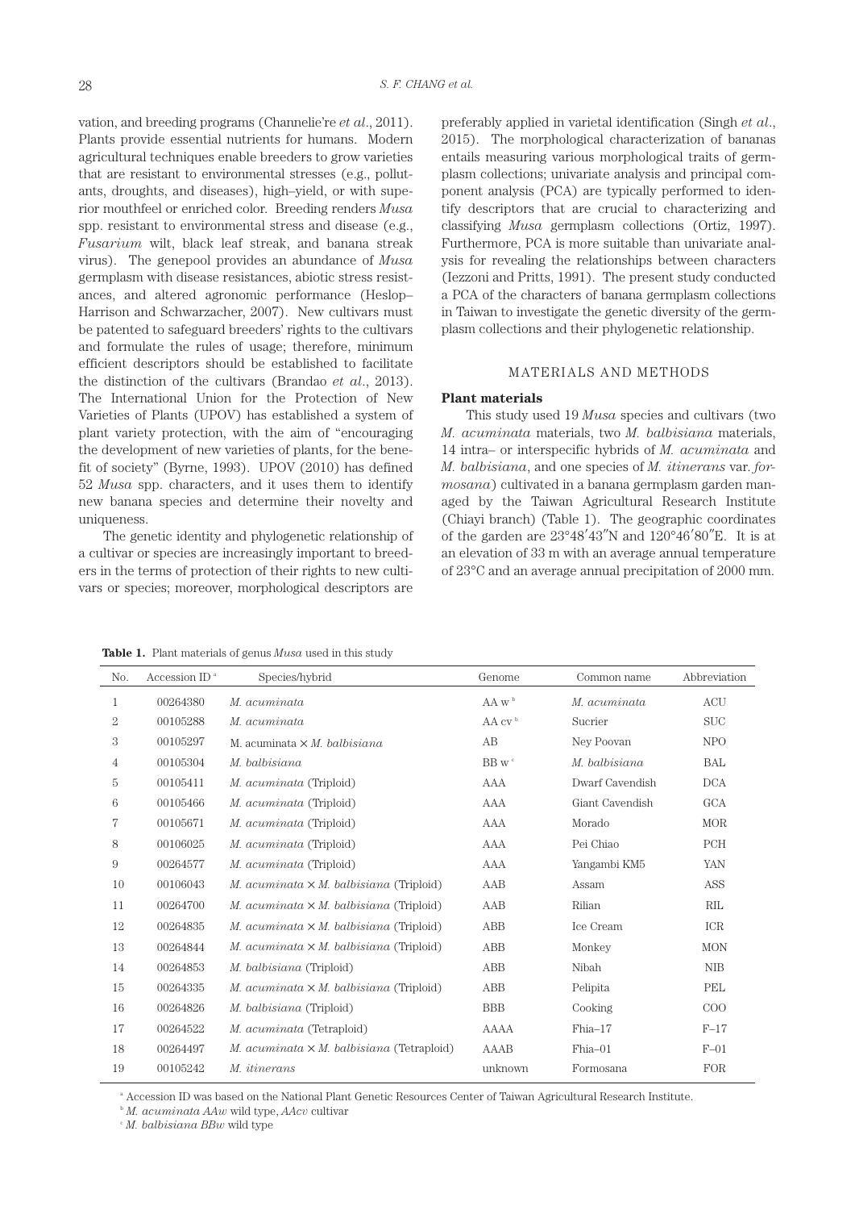vation, and breeding programs (Channelie're *et al*., 2011). Plants provide essential nutrients for humans. Modern agricultural techniques enable breeders to grow varieties that are resistant to environmental stresses (e.g., pollutants, droughts, and diseases), high–yield, or with superior mouthfeel or enriched color. Breeding renders *Musa* spp. resistant to environmental stress and disease (e.g., *Fusarium* wilt, black leaf streak, and banana streak virus). The genepool provides an abundance of *Musa* germplasm with disease resistances, abiotic stress resistances, and altered agronomic performance (Heslop–Harrison and Schwarzacher, 2007). New cultivars must be patented to safeguard breeders' rights to the cultivars and formulate the rules of usage; therefore, minimum efficient descriptors should be established to facilitate the distinction of the cultivars (Brandao *et al*., 2013). The International Union for the Protection of New Varieties of Plants (UPOV) has established a system of plant variety protection, with the aim of "encouraging the development of new varieties of plants, for the benefit of society" (Byrne, 1993). UPOV (2010) has defined 52 *Musa* spp. characters, and it uses them to identify new banana species and determine their novelty and uniqueness.

The genetic identity and phylogenetic relationship of a cultivar or species are increasingly important to breeders in the terms of protection of their rights to new cultivars or species; moreover, morphological descriptors are preferably applied in varietal identification (Singh *et al*., 2015). The morphological characterization of bananas entails measuring various morphological traits of germplasm collections; univariate analysis and principal component analysis (PCA) are typically performed to identify descriptors that are crucial to characterizing and classifying *Musa* germplasm collections (Ortiz, 1997). Furthermore, PCA is more suitable than univariate analysis for revealing the relationships between characters (Iezzoni and Pritts, 1991). The present study conducted a PCA of the characters of banana germplasm collections in Taiwan to investigate the genetic diversity of the germplasm collections and their phylogenetic relationship.

## MATERIALS AND METHODS

### Plant materials

This study used 19 *Musa* species and cultivars (two *M. acuminata* materials, two *M. balbisiana* materials, 14 intra– or interspecific hybrids of *M. acuminata* and *M. balbisiana*, and one species of *M. itinerans* var. *formosana*) cultivated in a banana germplasm garden managed by the Taiwan Agricultural Research Institute (Chiayi branch) (Table 1). The geographic coordinates of the garden are 23°48′43″N and 120°46′80″E. It is at an elevation of 33 m with an average annual temperature of 23°C and an average annual precipitation of 2000 mm.

**Table 1.** Plant materials of genus *Musa* used in this study

| No. | Accession ID [a] | Species/hybrid | Genome | Common name | Abbreviation |
|---|---|---|---|---|---|
| 1 | 00264380 | *M. acuminata* | AA w [b] | *M. acuminata* | ACU |
| 2 | 00105288 | *M. acuminata* | AA cv [b] | Sucrier | SUC |
| 3 | 00105297 | M. acuminata × *M. balbisiana* | AB | Ney Poovan | NPO |
| 4 | 00105304 | *M. balbisiana* | BB w [c] | *M. balbisiana* | BAL |
| 5 | 00105411 | *M. acuminata* (Triploid) | AAA | Dwarf Cavendish | DCA |
| 6 | 00105466 | *M. acuminata* (Triploid) | AAA | Giant Cavendish | GCA |
| 7 | 00105671 | *M. acuminata* (Triploid) | AAA | Morado | MOR |
| 8 | 00106025 | *M. acuminata* (Triploid) | AAA | Pei Chiao | PCH |
| 9 | 00264577 | *M. acuminata* (Triploid) | AAA | Yangambi KM5 | YAN |
| 10 | 00106043 | *M. acuminata* × *M. balbisiana* (Triploid) | AAB | Assam | ASS |
| 11 | 00264700 | *M. acuminata* × *M. balbisiana* (Triploid) | AAB | Rilian | RIL |
| 12 | 00264835 | *M. acuminata* × *M. balbisiana* (Triploid) | ABB | Ice Cream | ICR |
| 13 | 00264844 | *M. acuminata* × *M. balbisiana* (Triploid) | ABB | Monkey | MON |
| 14 | 00264853 | *M. balbisiana* (Triploid) | ABB | Nibah | NIB |
| 15 | 00264335 | *M. acuminata* × *M. balbisiana* (Triploid) | ABB | Pelipita | PEL |
| 16 | 00264826 | *M. balbisiana* (Triploid) | BBB | Cooking | COO |
| 17 | 00264522 | *M. acuminata* (Tetraploid) | AAAA | Fhia–17 | F–17 |
| 18 | 00264497 | *M. acuminata* × *M. balbisiana* (Tetraploid) | AAAB | Fhia–01 | F–01 |
| 19 | 00105242 | *M. itinerans* | unknown | Formosana | FOR |

[a] Accession ID was based on the National Plant Genetic Resources Center of Taiwan Agricultural Research Institute.

[b] *M. acuminata AAw* wild type, *AAcv* cultivar

[c] *M. balbisiana BBw* wild type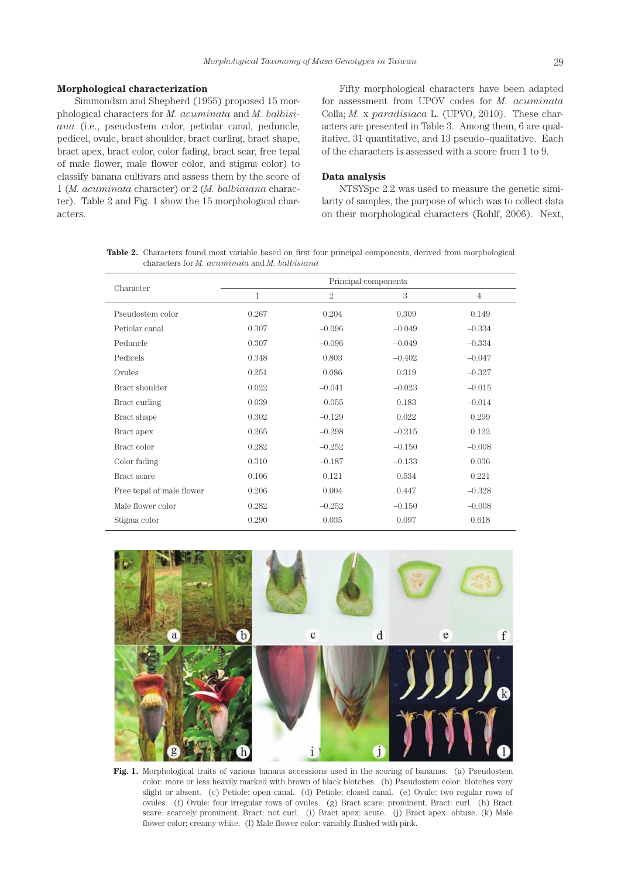## Morphological characterization

Simmondsm and Shepherd (1955) proposed 15 morphological characters for *M. acuminata* and *M. balbisiana* (i.e., pseudostem color, petiolar canal, peduncle, pedicel, ovule, bract shoulder, bract curling, bract shape, bract apex, bract color, color fading, bract scar, free tepal of male flower, male flower color, and stigma color) to classify banana cultivars and assess them by the score of 1 (*M. acuminata* character) or 2 (*M. balbaiana* character). Table 2 and Fig. 1 show the 15 morphological characters.

Fifty morphological characters have been adapted for assessment from UPOV codes for *M. acuminata* Colla; *M.* x *paradisiaca* L. (UPVO, 2010). These characters are presented in Table 3. Among them, 6 are qualitative, 31 quantitative, and 13 pseudo–qualitative. Each of the characters is assessed with a score from 1 to 9.

## Data analysis

NTSYSpc 2.2 was used to measure the genetic similarity of samples, the purpose of which was to collect data on their morphological characters (Rohlf, 2006). Next,

**Table 2.** Characters found most variable based on first four principal components, derived from morphological characters for *M. acuminata* and *M. balbisiana*

| Character | Principal components | | | |
|---|---|---|---|---|
| | 1 | 2 | 3 | 4 |
| Pseudostem color | 0.267 | 0.204 | 0.309 | 0.149 |
| Petiolar canal | 0.307 | –0.096 | –0.049 | –0.334 |
| Peduncle | 0.307 | –0.096 | –0.049 | –0.334 |
| Pedicels | 0.348 | 0.803 | –0.402 | –0.047 |
| Ovules | 0.251 | 0.086 | 0.319 | –0.327 |
| Bract shoulder | 0.022 | –0.041 | –0.023 | –0.015 |
| Bract curling | 0.039 | –0.055 | 0.183 | –0.014 |
| Bract shape | 0.302 | –0.129 | 0.022 | 0.299 |
| Bract apex | 0.265 | –0.298 | –0.215 | 0.122 |
| Bract color | 0.282 | –0.252 | –0.150 | –0.008 |
| Color fading | 0.310 | –0.187 | –0.133 | 0.036 |
| Bract scare | 0.106 | 0.121 | 0.534 | 0.221 |
| Free tepal of male flower | 0.206 | 0.004 | 0.447 | –0.328 |
| Male flower color | 0.282 | –0.252 | –0.150 | –0.008 |
| Stigma color | 0.290 | 0.035 | 0.097 | 0.618 |

**Fig. 1.** Morphological traits of various banana accessions used in the scoring of bananas. (a) Pseudostem color: more or less heavily marked with brown of black blotches. (b) Pseudostem color: blotches very slight or absent. (c) Petiole: open canal. (d) Petiole: closed canal. (e) Ovule: two regular rows of ovules. (f) Ovule: four irregular rows of ovules. (g) Bract scare: prominent. Bract: curl. (h) Bract scare: scarcely prominent. Bract: not curl. (i) Bract apex: acute. (j) Bract apex: obtuse. (k) Male flower color: creamy white. (l) Male flower color: variably flushed with pink.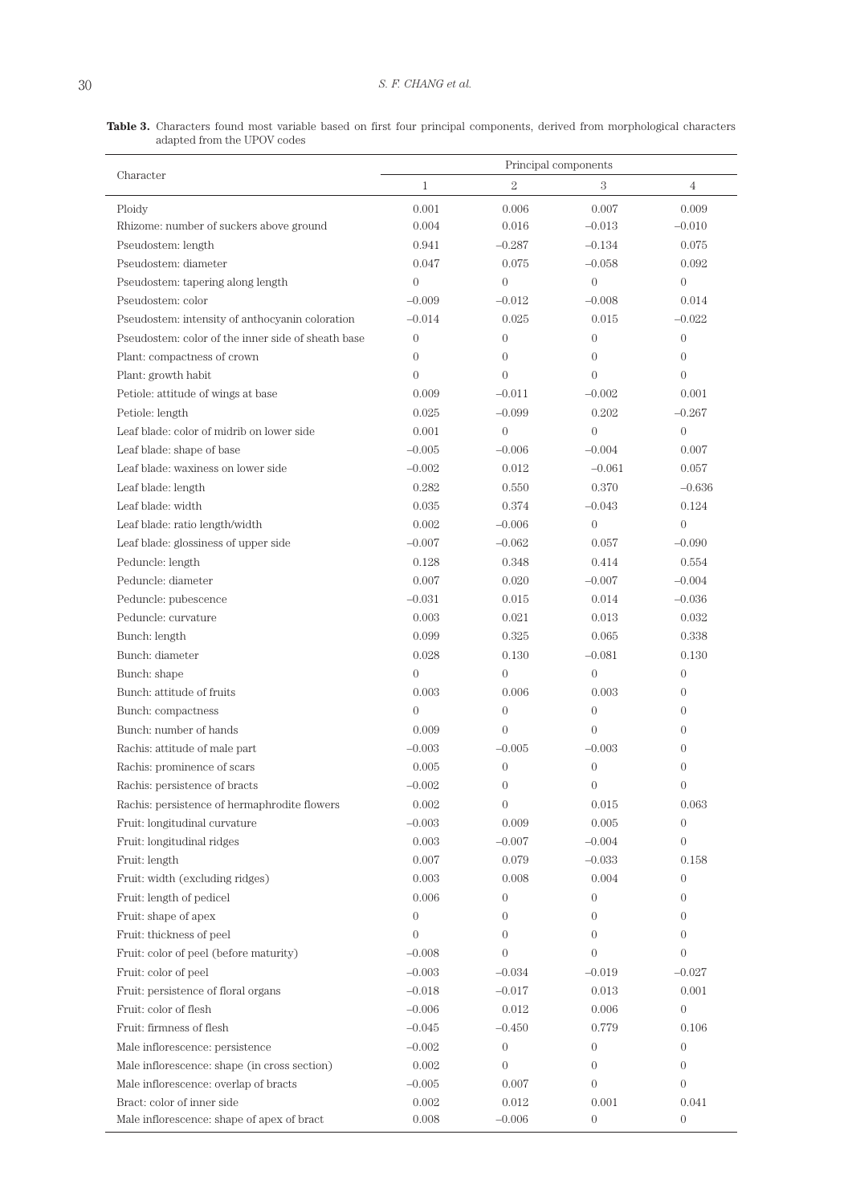**Table 3.** Characters found most variable based on first four principal components, derived from morphological characters adapted from the UPOV codes

| Character | Principal components | | | |
|---|---|---|---|---|
| | 1 | 2 | 3 | 4 |
| Ploidy | 0.001 | 0.006 | 0.007 | 0.009 |
| Rhizome: number of suckers above ground | 0.004 | 0.016 | −0.013 | −0.010 |
| Pseudostem: length | 0.941 | −0.287 | −0.134 | 0.075 |
| Pseudostem: diameter | 0.047 | 0.075 | −0.058 | 0.092 |
| Pseudostem: tapering along length | 0 | 0 | 0 | 0 |
| Pseudostem: color | −0.009 | −0.012 | −0.008 | 0.014 |
| Pseudostem: intensity of anthocyanin coloration | −0.014 | 0.025 | 0.015 | −0.022 |
| Pseudostem: color of the inner side of sheath base | 0 | 0 | 0 | 0 |
| Plant: compactness of crown | 0 | 0 | 0 | 0 |
| Plant: growth habit | 0 | 0 | 0 | 0 |
| Petiole: attitude of wings at base | 0.009 | −0.011 | −0.002 | 0.001 |
| Petiole: length | 0.025 | −0.099 | 0.202 | −0.267 |
| Leaf blade: color of midrib on lower side | 0.001 | 0 | 0 | 0 |
| Leaf blade: shape of base | −0.005 | −0.006 | −0.004 | 0.007 |
| Leaf blade: waxiness on lower side | −0.002 | 0.012 | −0.061 | 0.057 |
| Leaf blade: length | 0.282 | 0.550 | 0.370 | −0.636 |
| Leaf blade: width | 0.035 | 0.374 | −0.043 | 0.124 |
| Leaf blade: ratio length/width | 0.002 | −0.006 | 0 | 0 |
| Leaf blade: glossiness of upper side | −0.007 | −0.062 | 0.057 | −0.090 |
| Peduncle: length | 0.128 | 0.348 | 0.414 | 0.554 |
| Peduncle: diameter | 0.007 | 0.020 | −0.007 | −0.004 |
| Peduncle: pubescence | −0.031 | 0.015 | 0.014 | −0.036 |
| Peduncle: curvature | 0.003 | 0.021 | 0.013 | 0.032 |
| Bunch: length | 0.099 | 0.325 | 0.065 | 0.338 |
| Bunch: diameter | 0.028 | 0.130 | −0.081 | 0.130 |
| Bunch: shape | 0 | 0 | 0 | 0 |
| Bunch: attitude of fruits | 0.003 | 0.006 | 0.003 | 0 |
| Bunch: compactness | 0 | 0 | 0 | 0 |
| Bunch: number of hands | 0.009 | 0 | 0 | 0 |
| Rachis: attitude of male part | −0.003 | −0.005 | −0.003 | 0 |
| Rachis: prominence of scars | 0.005 | 0 | 0 | 0 |
| Rachis: persistence of bracts | −0.002 | 0 | 0 | 0 |
| Rachis: persistence of hermaphrodite flowers | 0.002 | 0 | 0.015 | 0.063 |
| Fruit: longitudinal curvature | −0.003 | 0.009 | 0.005 | 0 |
| Fruit: longitudinal ridges | 0.003 | −0.007 | −0.004 | 0 |
| Fruit: length | 0.007 | 0.079 | −0.033 | 0.158 |
| Fruit: width (excluding ridges) | 0.003 | 0.008 | 0.004 | 0 |
| Fruit: length of pedicel | 0.006 | 0 | 0 | 0 |
| Fruit: shape of apex | 0 | 0 | 0 | 0 |
| Fruit: thickness of peel | 0 | 0 | 0 | 0 |
| Fruit: color of peel (before maturity) | −0.008 | 0 | 0 | 0 |
| Fruit: color of peel | −0.003 | −0.034 | −0.019 | −0.027 |
| Fruit: persistence of floral organs | −0.018 | −0.017 | 0.013 | 0.001 |
| Fruit: color of flesh | −0.006 | 0.012 | 0.006 | 0 |
| Fruit: firmness of flesh | −0.045 | −0.450 | 0.779 | 0.106 |
| Male inflorescence: persistence | −0.002 | 0 | 0 | 0 |
| Male inflorescence: shape (in cross section) | 0.002 | 0 | 0 | 0 |
| Male inflorescence: overlap of bracts | −0.005 | 0.007 | 0 | 0 |
| Bract: color of inner side | 0.002 | 0.012 | 0.001 | 0.041 |
| Male inflorescence: shape of apex of bract | 0.008 | −0.006 | 0 | 0 |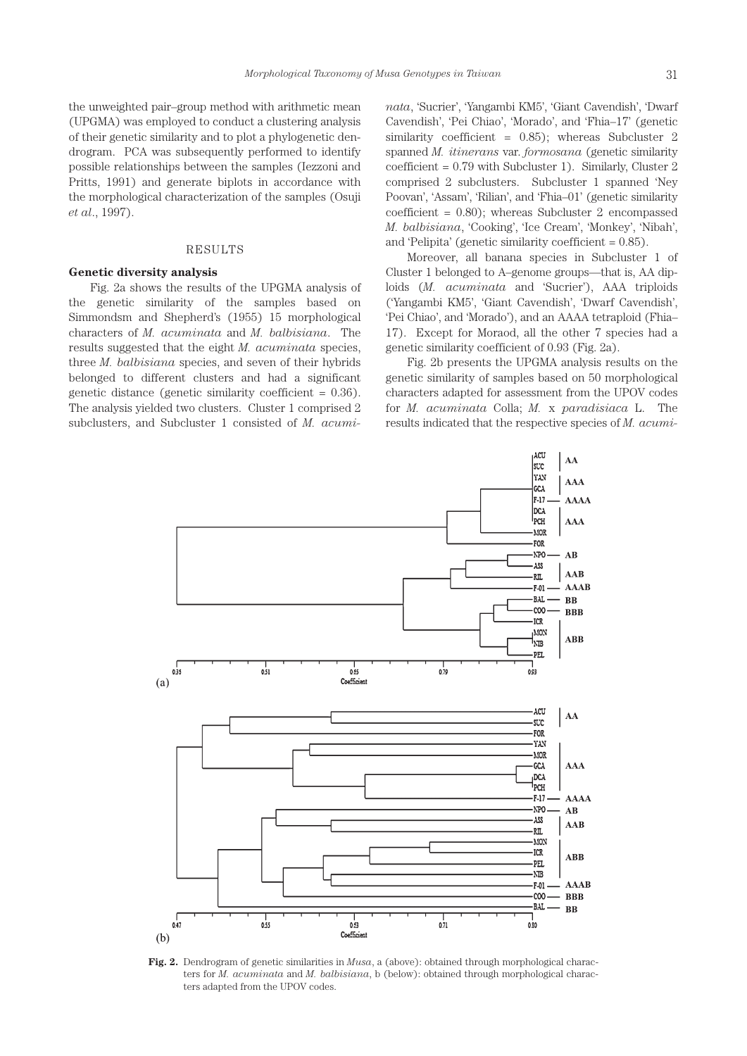the unweighted pair–group method with arithmetic mean (UPGMA) was employed to conduct a clustering analysis of their genetic similarity and to plot a phylogenetic dendrogram. PCA was subsequently performed to identify possible relationships between the samples (Iezzoni and Pritts, 1991) and generate biplots in accordance with the morphological characterization of the samples (Osuji *et al*., 1997).

## RESULTS

### Genetic diversity analysis

Fig. 2a shows the results of the UPGMA analysis of the genetic similarity of the samples based on Simmondsm and Shepherd's (1955) 15 morphological characters of *M. acuminata* and *M. balbisiana*. The results suggested that the eight *M. acuminata* species, three *M. balbisiana* species, and seven of their hybrids belonged to different clusters and had a significant genetic distance (genetic similarity coefficient = 0.36). The analysis yielded two clusters. Cluster 1 comprised 2 subclusters, and Subcluster 1 consisted of *M. acuminata*, 'Sucrier', 'Yangambi KM5', 'Giant Cavendish', 'Dwarf Cavendish', 'Pei Chiao', 'Morado', and 'Fhia–17' (genetic similarity coefficient = 0.85); whereas Subcluster 2 spanned *M. itinerans* var. *formosana* (genetic similarity coefficient = 0.79 with Subcluster 1). Similarly, Cluster 2 comprised 2 subclusters. Subcluster 1 spanned 'Ney Poovan', 'Assam', 'Rilian', and 'Fhia–01' (genetic similarity coefficient = 0.80); whereas Subcluster 2 encompassed *M. balbisiana*, 'Cooking', 'Ice Cream', 'Monkey', 'Nibah', and 'Pelipita' (genetic similarity coefficient = 0.85).

Moreover, all banana species in Subcluster 1 of Cluster 1 belonged to A–genome groups—that is, AA diploids (*M. acuminata* and 'Sucrier'), AAA triploids ('Yangambi KM5', 'Giant Cavendish', 'Dwarf Cavendish', 'Pei Chiao', and 'Morado'), and an AAAA tetraploid (Fhia–17). Except for Moraod, all the other 7 species had a genetic similarity coefficient of 0.93 (Fig. 2a).

Fig. 2b presents the UPGMA analysis results on the genetic similarity of samples based on 50 morphological characters adapted for assessment from the UPOV codes for *M. acuminata* Colla; *M.* x *paradisiaca* L. The results indicated that the respective species of *M. acumi-*

**Fig. 2.** Dendrogram of genetic similarities in *Musa*, a (above): obtained through morphological characters for *M. acuminata* and *M. balbisiana*, b (below): obtained through morphological characters adapted from the UPOV codes.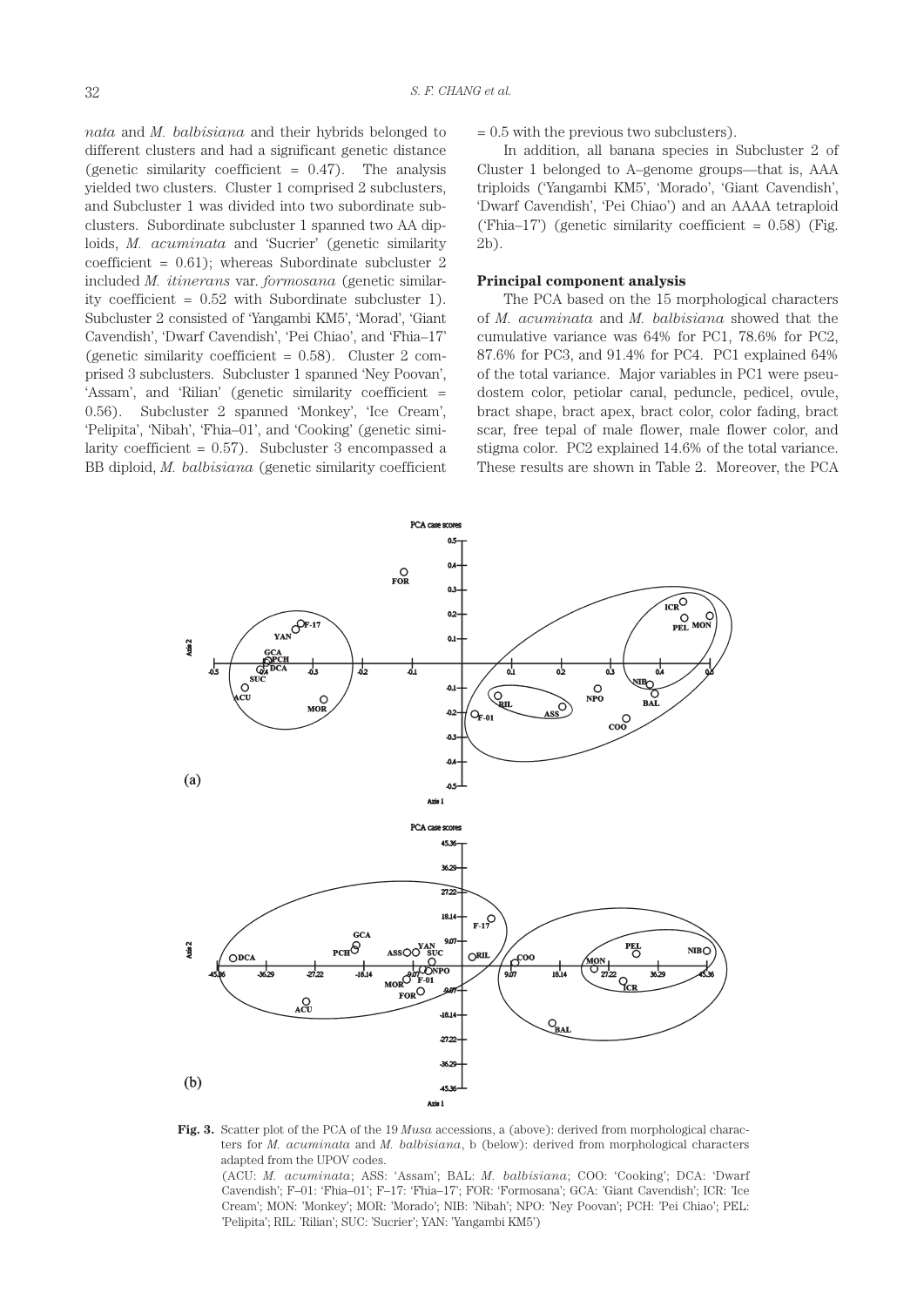*nata* and *M. balbisiana* and their hybrids belonged to different clusters and had a significant genetic distance (genetic similarity coefficient = 0.47). The analysis yielded two clusters. Cluster 1 comprised 2 subclusters, and Subcluster 1 was divided into two subordinate subclusters. Subordinate subcluster 1 spanned two AA diploids, *M. acuminata* and 'Sucrier' (genetic similarity coefficient = 0.61); whereas Subordinate subcluster 2 included *M. itinerans* var. *formosana* (genetic similarity coefficient = 0.52 with Subordinate subcluster 1). Subcluster 2 consisted of 'Yangambi KM5', 'Morad', 'Giant Cavendish', 'Dwarf Cavendish', 'Pei Chiao', and 'Fhia–17' (genetic similarity coefficient = 0.58). Cluster 2 comprised 3 subclusters. Subcluster 1 spanned 'Ney Poovan', 'Assam', and 'Rilian' (genetic similarity coefficient = 0.56). Subcluster 2 spanned 'Monkey', 'Ice Cream', 'Pelipita', 'Nibah', 'Fhia–01', and 'Cooking' (genetic similarity coefficient = 0.57). Subcluster 3 encompassed a BB diploid, *M. balbisiana* (genetic similarity coefficient = 0.5 with the previous two subclusters).

In addition, all banana species in Subcluster 2 of Cluster 1 belonged to A–genome groups—that is, AAA triploids ('Yangambi KM5', 'Morado', 'Giant Cavendish', 'Dwarf Cavendish', 'Pei Chiao') and an AAAA tetraploid ('Fhia–17') (genetic similarity coefficient = 0.58) (Fig. 2b).

### Principal component analysis

The PCA based on the 15 morphological characters of *M. acuminata* and *M. balbisiana* showed that the cumulative variance was 64% for PC1, 78.6% for PC2, 87.6% for PC3, and 91.4% for PC4. PC1 explained 64% of the total variance. Major variables in PC1 were pseudostem color, petiolar canal, peduncle, pedicel, ovule, bract shape, bract apex, bract color, color fading, bract scar, free tepal of male flower, male flower color, and stigma color. PC2 explained 14.6% of the total variance. These results are shown in Table 2. Moreover, the PCA

**Fig. 3.** Scatter plot of the PCA of the 19 *Musa* accessions, a (above): derived from morphological characters for *M. acuminata* and *M. balbisiana*, b (below): derived from morphological characters adapted from the UPOV codes.
(ACU: *M. acuminata*; ASS: 'Assam'; BAL: *M. balbisiana*; COO: 'Cooking'; DCA: 'Dwarf Cavendish'; F–01: 'Fhia–01'; F–17: 'Fhia–17'; FOR: 'Formosana'; GCA: 'Giant Cavendish'; ICR: 'Ice Cream'; MON: 'Monkey'; MOR: 'Morado'; NIB: 'Nibah'; NPO: 'Ney Poovan'; PCH: 'Pei Chiao'; PEL: 'Pelipita'; RIL: 'Rilian'; SUC: 'Sucrier'; YAN: 'Yangambi KM5')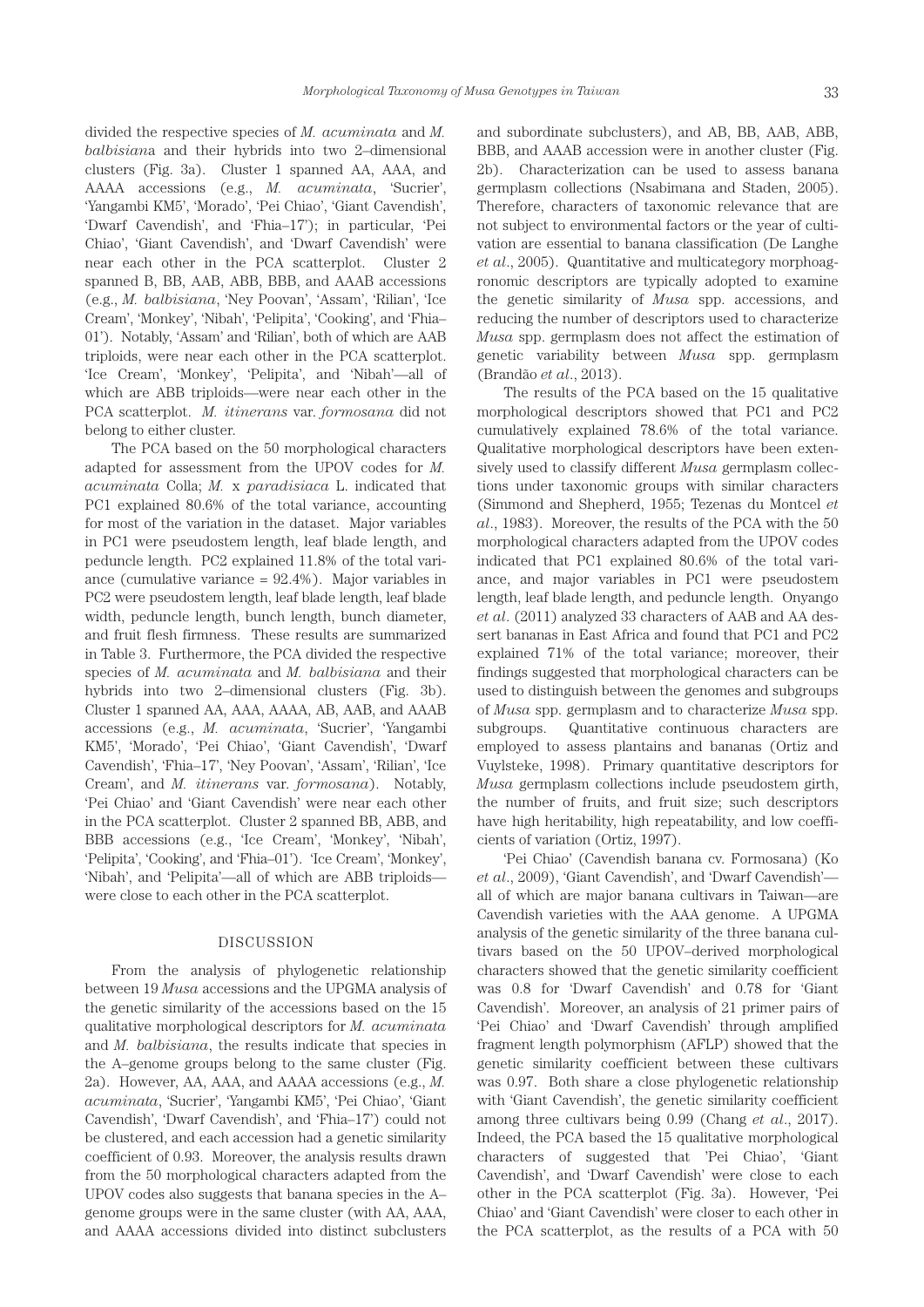divided the respective species of *M. acuminata* and *M. balbisiana* and their hybrids into two 2–dimensional clusters (Fig. 3a). Cluster 1 spanned AA, AAA, and AAAA accessions (e.g., *M. acuminata*, 'Sucrier', 'Yangambi KM5', 'Morado', 'Pei Chiao', 'Giant Cavendish', 'Dwarf Cavendish', and 'Fhia–17'); in particular, 'Pei Chiao', 'Giant Cavendish', and 'Dwarf Cavendish' were near each other in the PCA scatterplot. Cluster 2 spanned B, BB, AAB, ABB, BBB, and AAAB accessions (e.g., *M. balbisiana*, 'Ney Poovan', 'Assam', 'Rilian', 'Ice Cream', 'Monkey', 'Nibah', 'Pelipita', 'Cooking', and 'Fhia–01'). Notably, 'Assam' and 'Rilian', both of which are AAB triploids, were near each other in the PCA scatterplot. 'Ice Cream', 'Monkey', 'Pelipita', and 'Nibah'—all of which are ABB triploids—were near each other in the PCA scatterplot. *M. itinerans* var. *formosana* did not belong to either cluster.

The PCA based on the 50 morphological characters adapted for assessment from the UPOV codes for *M. acuminata* Colla; *M.* x *paradisiaca* L. indicated that PC1 explained 80.6% of the total variance, accounting for most of the variation in the dataset. Major variables in PC1 were pseudostem length, leaf blade length, and peduncle length. PC2 explained 11.8% of the total variance (cumulative variance = 92.4%). Major variables in PC2 were pseudostem length, leaf blade length, leaf blade width, peduncle length, bunch length, bunch diameter, and fruit flesh firmness. These results are summarized in Table 3. Furthermore, the PCA divided the respective species of *M. acuminata* and *M. balbisiana* and their hybrids into two 2–dimensional clusters (Fig. 3b). Cluster 1 spanned AA, AAA, AAAA, AB, AAB, and AAAB accessions (e.g., *M. acuminata*, 'Sucrier', 'Yangambi KM5', 'Morado', 'Pei Chiao', 'Giant Cavendish', 'Dwarf Cavendish', 'Fhia–17', 'Ney Poovan', 'Assam', 'Rilian', 'Ice Cream', and *M. itinerans* var. *formosana*). Notably, 'Pei Chiao' and 'Giant Cavendish' were near each other in the PCA scatterplot. Cluster 2 spanned BB, ABB, and BBB accessions (e.g., 'Ice Cream', 'Monkey', 'Nibah', 'Pelipita', 'Cooking', and 'Fhia–01'). 'Ice Cream', 'Monkey', 'Nibah', and 'Pelipita'—all of which are ABB triploids—were close to each other in the PCA scatterplot.

## DISCUSSION

From the analysis of phylogenetic relationship between 19 *Musa* accessions and the UPGMA analysis of the genetic similarity of the accessions based on the 15 qualitative morphological descriptors for *M. acuminata* and *M. balbisiana*, the results indicate that species in the A–genome groups belong to the same cluster (Fig. 2a). However, AA, AAA, and AAAA accessions (e.g., *M. acuminata*, 'Sucrier', 'Yangambi KM5', 'Pei Chiao', 'Giant Cavendish', 'Dwarf Cavendish', and 'Fhia–17') could not be clustered, and each accession had a genetic similarity coefficient of 0.93. Moreover, the analysis results drawn from the 50 morphological characters adapted from the UPOV codes also suggests that banana species in the A–genome groups were in the same cluster (with AA, AAA, and AAAA accessions divided into distinct subclusters and subordinate subclusters), and AB, BB, AAB, ABB, BBB, and AAAB accession were in another cluster (Fig. 2b). Characterization can be used to assess banana germplasm collections (Nsabimana and Staden, 2005). Therefore, characters of taxonomic relevance that are not subject to environmental factors or the year of cultivation are essential to banana classification (De Langhe *et al*., 2005). Quantitative and multicategory morphoagronomic descriptors are typically adopted to examine the genetic similarity of *Musa* spp. accessions, and reducing the number of descriptors used to characterize *Musa* spp. germplasm does not affect the estimation of genetic variability between *Musa* spp. germplasm (Brandão *et al*., 2013).

The results of the PCA based on the 15 qualitative morphological descriptors showed that PC1 and PC2 cumulatively explained 78.6% of the total variance. Qualitative morphological descriptors have been extensively used to classify different *Musa* germplasm collections under taxonomic groups with similar characters (Simmond and Shepherd, 1955; Tezenas du Montcel *et al*., 1983). Moreover, the results of the PCA with the 50 morphological characters adapted from the UPOV codes indicated that PC1 explained 80.6% of the total variance, and major variables in PC1 were pseudostem length, leaf blade length, and peduncle length. Onyango *et al*. (2011) analyzed 33 characters of AAB and AA dessert bananas in East Africa and found that PC1 and PC2 explained 71% of the total variance; moreover, their findings suggested that morphological characters can be used to distinguish between the genomes and subgroups of *Musa* spp. germplasm and to characterize *Musa* spp. subgroups. Quantitative continuous characters are employed to assess plantains and bananas (Ortiz and Vuylsteke, 1998). Primary quantitative descriptors for *Musa* germplasm collections include pseudostem girth, the number of fruits, and fruit size; such descriptors have high heritability, high repeatability, and low coefficients of variation (Ortiz, 1997).

'Pei Chiao' (Cavendish banana cv. Formosana) (Ko *et al*., 2009), 'Giant Cavendish', and 'Dwarf Cavendish'—all of which are major banana cultivars in Taiwan—are Cavendish varieties with the AAA genome. A UPGMA analysis of the genetic similarity of the three banana cultivars based on the 50 UPOV–derived morphological characters showed that the genetic similarity coefficient was 0.8 for 'Dwarf Cavendish' and 0.78 for 'Giant Cavendish'. Moreover, an analysis of 21 primer pairs of 'Pei Chiao' and 'Dwarf Cavendish' through amplified fragment length polymorphism (AFLP) showed that the genetic similarity coefficient between these cultivars was 0.97. Both share a close phylogenetic relationship with 'Giant Cavendish', the genetic similarity coefficient among three cultivars being 0.99 (Chang *et al*., 2017). Indeed, the PCA based the 15 qualitative morphological characters of suggested that 'Pei Chiao', 'Giant Cavendish', and 'Dwarf Cavendish' were close to each other in the PCA scatterplot (Fig. 3a). However, 'Pei Chiao' and 'Giant Cavendish' were closer to each other in the PCA scatterplot, as the results of a PCA with 50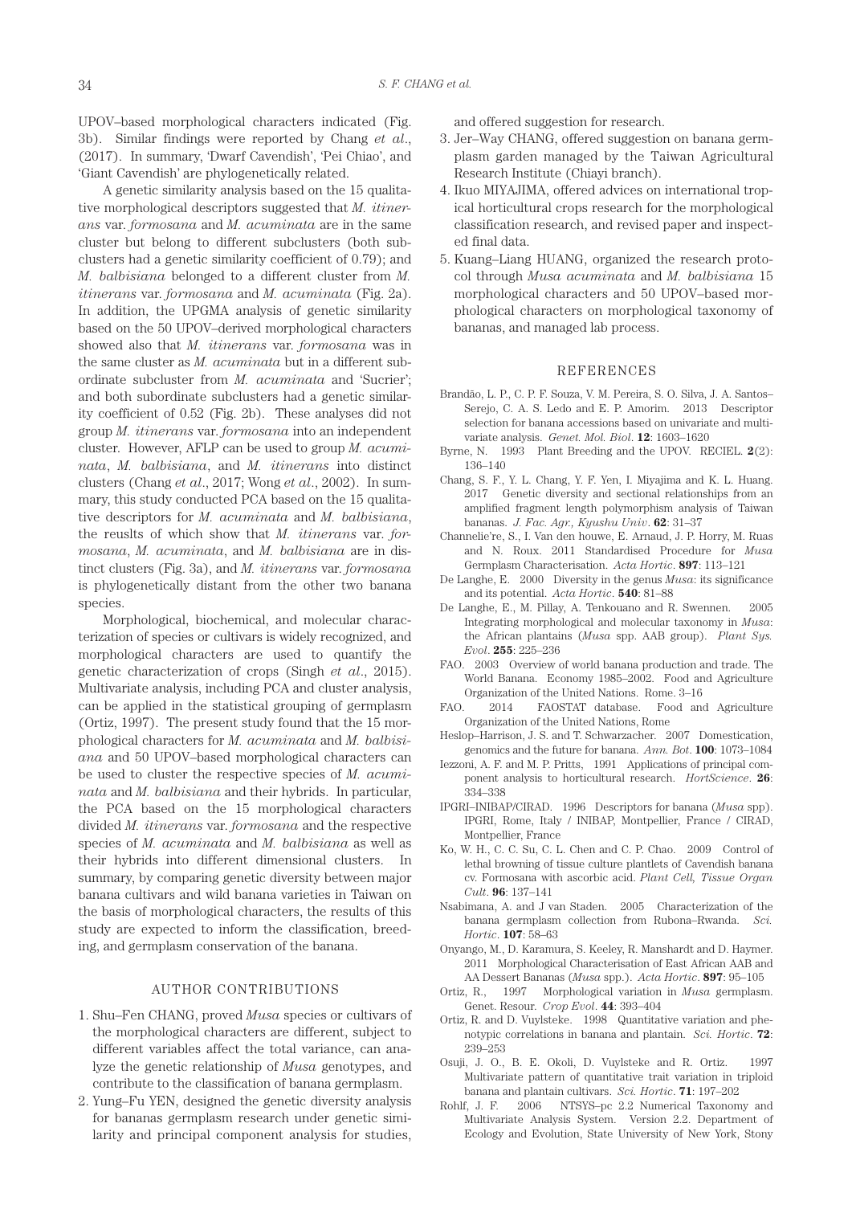UPOV–based morphological characters indicated (Fig. 3b). Similar findings were reported by Chang *et al*., (2017). In summary, 'Dwarf Cavendish', 'Pei Chiao', and 'Giant Cavendish' are phylogenetically related.

A genetic similarity analysis based on the 15 qualitative morphological descriptors suggested that *M. itinerans* var. *formosana* and *M. acuminata* are in the same cluster but belong to different subclusters (both subclusters had a genetic similarity coefficient of 0.79); and *M. balbisiana* belonged to a different cluster from *M. itinerans* var. *formosana* and *M. acuminata* (Fig. 2a). In addition, the UPGMA analysis of genetic similarity based on the 50 UPOV–derived morphological characters showed also that *M. itinerans* var. *formosana* was in the same cluster as *M. acuminata* but in a different subordinate subcluster from *M. acuminata* and 'Sucrier'; and both subordinate subclusters had a genetic similarity coefficient of 0.52 (Fig. 2b). These analyses did not group *M. itinerans* var. *formosana* into an independent cluster. However, AFLP can be used to group *M. acuminata*, *M. balbisiana*, and *M. itinerans* into distinct clusters (Chang *et al*., 2017; Wong *et al*., 2002). In summary, this study conducted PCA based on the 15 qualitative descriptors for *M. acuminata* and *M. balbisiana*, the reuslts of which show that *M. itinerans* var. *formosana*, *M. acuminata*, and *M. balbisiana* are in distinct clusters (Fig. 3a), and *M. itinerans* var. *formosana* is phylogenetically distant from the other two banana species.

Morphological, biochemical, and molecular characterization of species or cultivars is widely recognized, and morphological characters are used to quantify the genetic characterization of crops (Singh *et al*., 2015). Multivariate analysis, including PCA and cluster analysis, can be applied in the statistical grouping of germplasm (Ortiz, 1997). The present study found that the 15 morphological characters for *M. acuminata* and *M. balbisiana* and 50 UPOV–based morphological characters can be used to cluster the respective species of *M. acuminata* and *M. balbisiana* and their hybrids. In particular, the PCA based on the 15 morphological characters divided *M. itinerans* var. *formosana* and the respective species of *M. acuminata* and *M. balbisiana* as well as their hybrids into different dimensional clusters. In summary, by comparing genetic diversity between major banana cultivars and wild banana varieties in Taiwan on the basis of morphological characters, the results of this study are expected to inform the classification, breeding, and germplasm conservation of the banana.

## AUTHOR CONTRIBUTIONS

1. Shu–Fen CHANG, proved *Musa* species or cultivars of the morphological characters are different, subject to different variables affect the total variance, can analyze the genetic relationship of *Musa* genotypes, and contribute to the classification of banana germplasm.
2. Yung–Fu YEN, designed the genetic diversity analysis for bananas germplasm research under genetic similarity and principal component analysis for studies, and offered suggestion for research.
3. Jer–Way CHANG, offered suggestion on banana germplasm garden managed by the Taiwan Agricultural Research Institute (Chiayi branch).
4. Ikuo MIYAJIMA, offered advices on international tropical horticultural crops research for the morphological classification research, and revised paper and inspected final data.
5. Kuang–Liang HUANG, organized the research protocol through *Musa acuminata* and *M. balbisiana* 15 morphological characters and 50 UPOV–based morphological characters on morphological taxonomy of bananas, and managed lab process.

## REFERENCES

Brandão, L. P., C. P. F. Souza, V. M. Pereira, S. O. Silva, J. A. Santos–Serejo, C. A. S. Ledo and E. P. Amorim. 2013 Descriptor selection for banana accessions based on univariate and multivariate analysis. *Genet. Mol. Biol.* **12**: 1603–1620

Byrne, N. 1993 Plant Breeding and the UPOV. RECIEL. **2**(2): 136–140

Chang, S. F., Y. L. Chang, Y. F. Yen, I. Miyajima and K. L. Huang. 2017 Genetic diversity and sectional relationships from an amplified fragment length polymorphism analysis of Taiwan bananas. *J. Fac. Agr., Kyushu Univ*. **62**: 31–37

Channelie're, S., I. Van den houwe, E. Arnaud, J. P. Horry, M. Ruas and N. Roux. 2011 Standardised Procedure for *Musa* Germplasm Characterisation. *Acta Hortic*. **897**: 113–121

De Langhe, E. 2000 Diversity in the genus *Musa*: its significance and its potential. *Acta Hortic*. **540**: 81–88

De Langhe, E., M. Pillay, A. Tenkouano and R. Swennen. 2005 Integrating morphological and molecular taxonomy in *Musa*: the African plantains (*Musa* spp. AAB group). *Plant Sys. Evol*. **255**: 225–236

FAO. 2003 Overview of world banana production and trade. The World Banana. Economy 1985–2002. Food and Agriculture Organization of the United Nations. Rome. 3–16

FAO. 2014 FAOSTAT database. Food and Agriculture Organization of the United Nations, Rome

Heslop–Harrison, J. S. and T. Schwarzacher. 2007 Domestication, genomics and the future for banana. *Ann. Bot*. **100**: 1073–1084

Iezzoni, A. F. and M. P. Pritts, 1991 Applications of principal component analysis to horticultural research. *HortScience*. **26**: 334–338

IPGRI–INIBAP/CIRAD. 1996 Descriptors for banana (*Musa* spp). IPGRI, Rome, Italy / INIBAP, Montpellier, France / CIRAD, Montpellier, France

Ko, W. H., C. C. Su, C. L. Chen and C. P. Chao. 2009 Control of lethal browning of tissue culture plantlets of Cavendish banana cv. Formosana with ascorbic acid. *Plant Cell, Tissue Organ Cult*. **96**: 137–141

Nsabimana, A. and J van Staden. 2005 Characterization of the banana germplasm collection from Rubona–Rwanda. *Sci. Hortic*. **107**: 58–63

Onyango, M., D. Karamura, S. Keeley, R. Manshardt and D. Haymer. 2011 Morphological Characterisation of East African AAB and AA Dessert Bananas (*Musa* spp.). *Acta Hortic*. **897**: 95–105

Ortiz, R., 1997 Morphological variation in *Musa* germplasm. Genet. Resour. *Crop Evol*. **44**: 393–404

Ortiz, R. and D. Vuylsteke. 1998 Quantitative variation and phenotypic correlations in banana and plantain. *Sci. Hortic*. **72**: 239–253

Osuji, J. O., B. E. Okoli, D. Vuylsteke and R. Ortiz. 1997 Multivariate pattern of quantitative trait variation in triploid banana and plantain cultivars. *Sci. Hortic*. **71**: 197–202

Rohlf, J. F. 2006 NTSYS–pc 2.2 Numerical Taxonomy and Multivariate Analysis System. Version 2.2. Department of Ecology and Evolution, State University of New York, Stony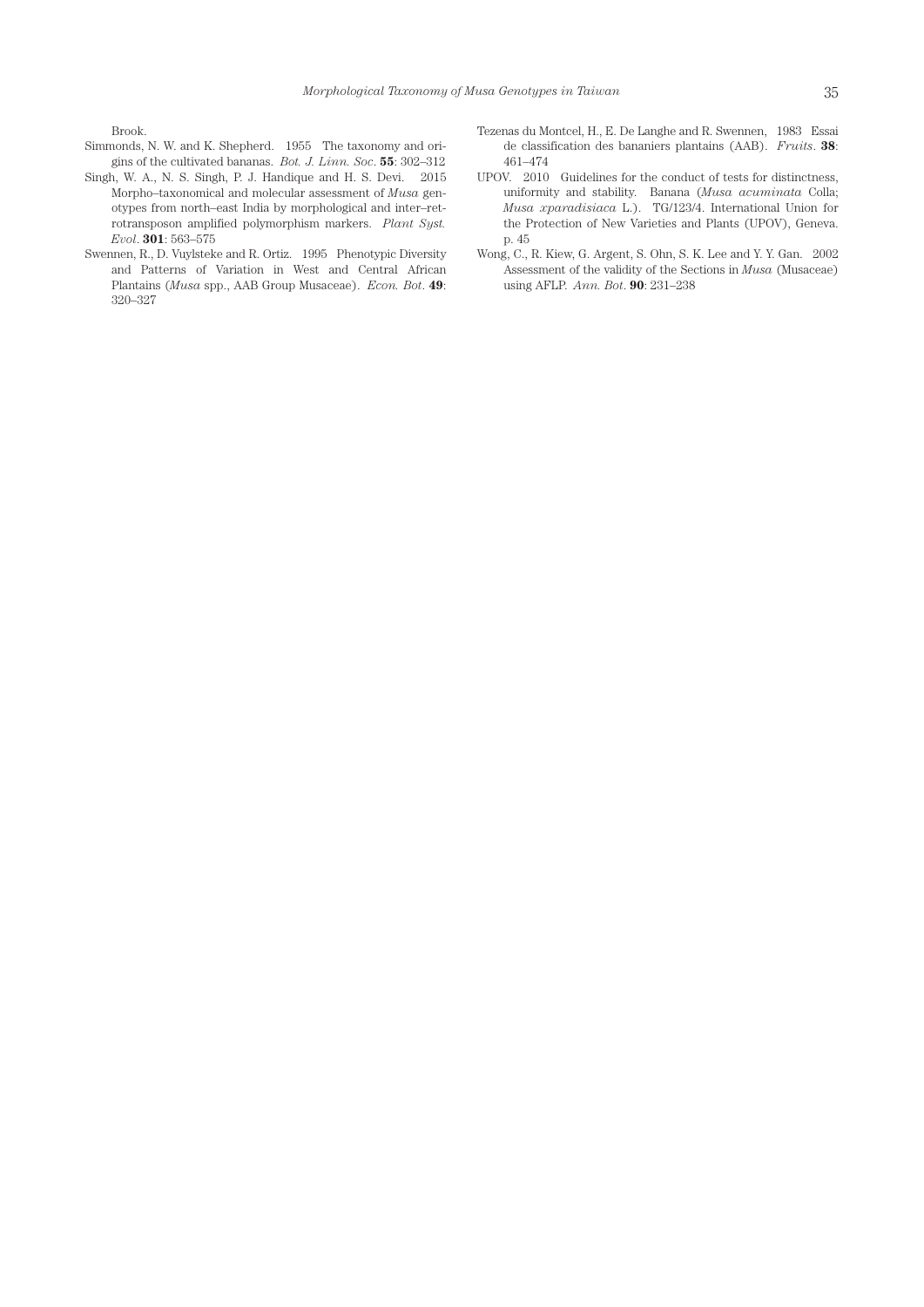Brook.

Simmonds, N. W. and K. Shepherd. 1955 The taxonomy and origins of the cultivated bananas. *Bot. J. Linn. Soc*. **55**: 302–312

Singh, W. A., N. S. Singh, P. J. Handique and H. S. Devi. 2015 Morpho–taxonomical and molecular assessment of *Musa* genotypes from north–east India by morphological and inter–retrotransposon amplified polymorphism markers. *Plant Syst. Evol*. **301**: 563–575

Swennen, R., D. Vuylsteke and R. Ortiz. 1995 Phenotypic Diversity and Patterns of Variation in West and Central African Plantains (*Musa* spp., AAB Group Musaceae). *Econ. Bot*. **49**: 320–327

Tezenas du Montcel, H., E. De Langhe and R. Swennen, 1983 Essai de classification des bananiers plantains (AAB). *Fruits*. **38**: 461–474

UPOV. 2010 Guidelines for the conduct of tests for distinctness, uniformity and stability. Banana (*Musa acuminata* Colla; *Musa xparadisiaca* L.). TG/123/4. International Union for the Protection of New Varieties and Plants (UPOV), Geneva. p. 45

Wong, C., R. Kiew, G. Argent, S. Ohn, S. K. Lee and Y. Y. Gan. 2002 Assessment of the validity of the Sections in *Musa* (Musaceae) using AFLP. *Ann. Bot*. **90**: 231–238